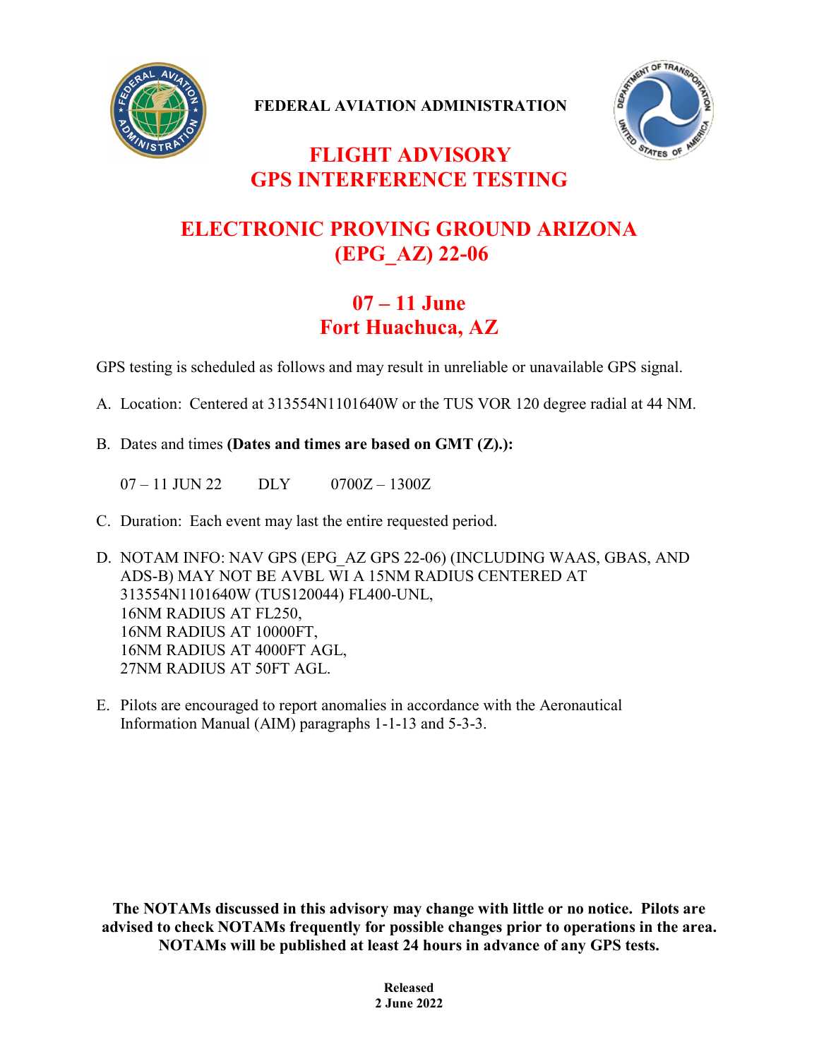**FEDERAL AVIATION ADMINISTRATION**

# FLIGHT ADVISORY
# GPS INTERFERENCE TESTING

## ELECTRONIC PROVING GROUND ARIZONA (EPG_AZ) 22-06

## 07 – 11 June
## Fort Huachuca, AZ

GPS testing is scheduled as follows and may result in unreliable or unavailable GPS signal.

A. Location: Centered at 313554N1101640W or the TUS VOR 120 degree radial at 44 NM.

B. Dates and times **(Dates and times are based on GMT (Z).):**

   07 – 11 JUN 22 DLY 0700Z – 1300Z

C. Duration: Each event may last the entire requested period.

D. NOTAM INFO: NAV GPS (EPG_AZ GPS 22-06) (INCLUDING WAAS, GBAS, AND ADS-B) MAY NOT BE AVBL WI A 15NM RADIUS CENTERED AT 313554N1101640W (TUS120044) FL400-UNL,
   16NM RADIUS AT FL250,
   16NM RADIUS AT 10000FT,
   16NM RADIUS AT 4000FT AGL,
   27NM RADIUS AT 50FT AGL.

E. Pilots are encouraged to report anomalies in accordance with the Aeronautical Information Manual (AIM) paragraphs 1-1-13 and 5-3-3.

**The NOTAMs discussed in this advisory may change with little or no notice. Pilots are advised to check NOTAMs frequently for possible changes prior to operations in the area. NOTAMs will be published at least 24 hours in advance of any GPS tests.**

**Released**
**2 June 2022**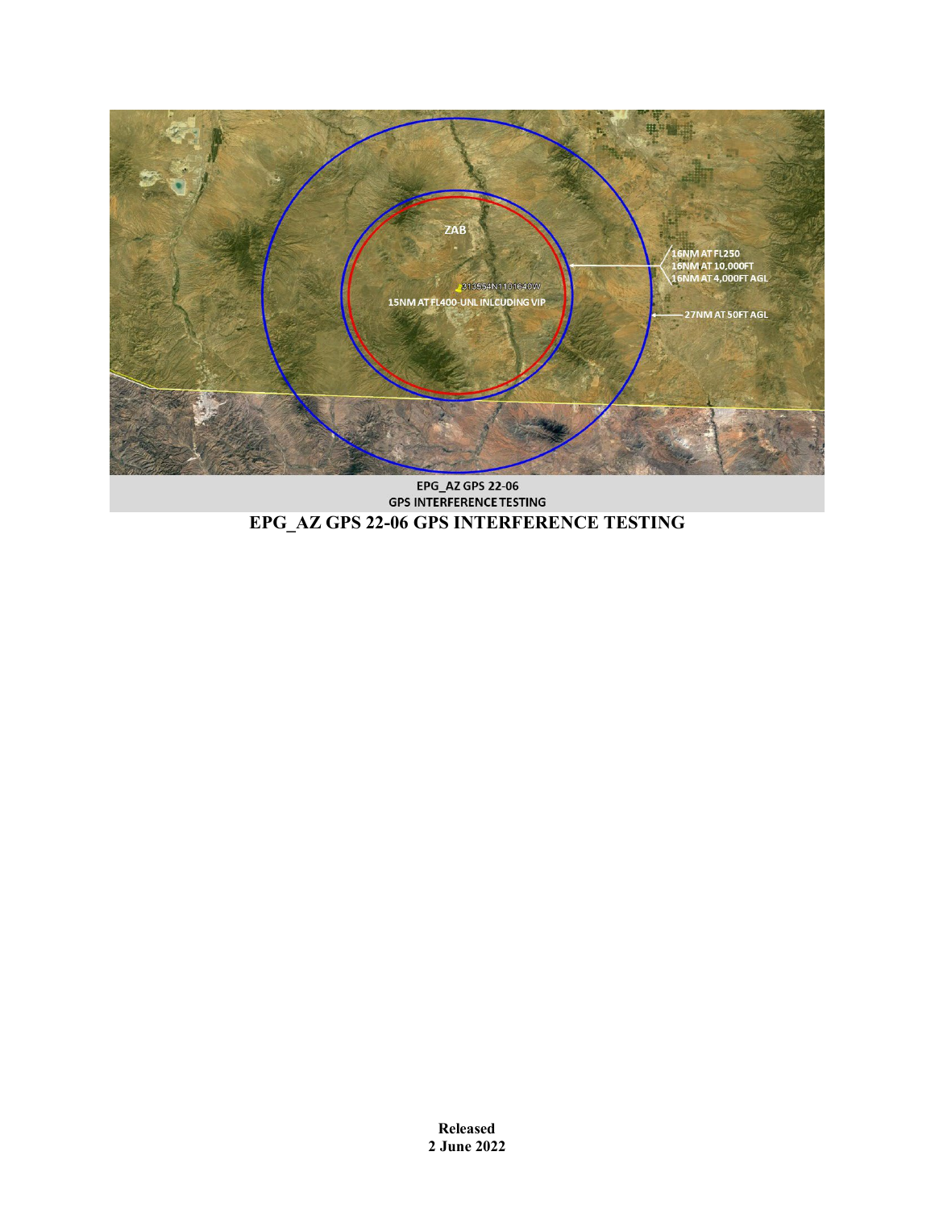ZAB

313554N1101640W

15NM AT FL400-UNL INLCUDING VIP

16NM AT FL250
16NM AT 10,000FT
16NM AT 4,000FT AGL

27NM AT 50FT AGL

EPG_AZ GPS 22-06
GPS INTERFERENCE TESTING

**EPG_AZ GPS 22-06 GPS INTERFERENCE TESTING**

**Released**
**2 June 2022**